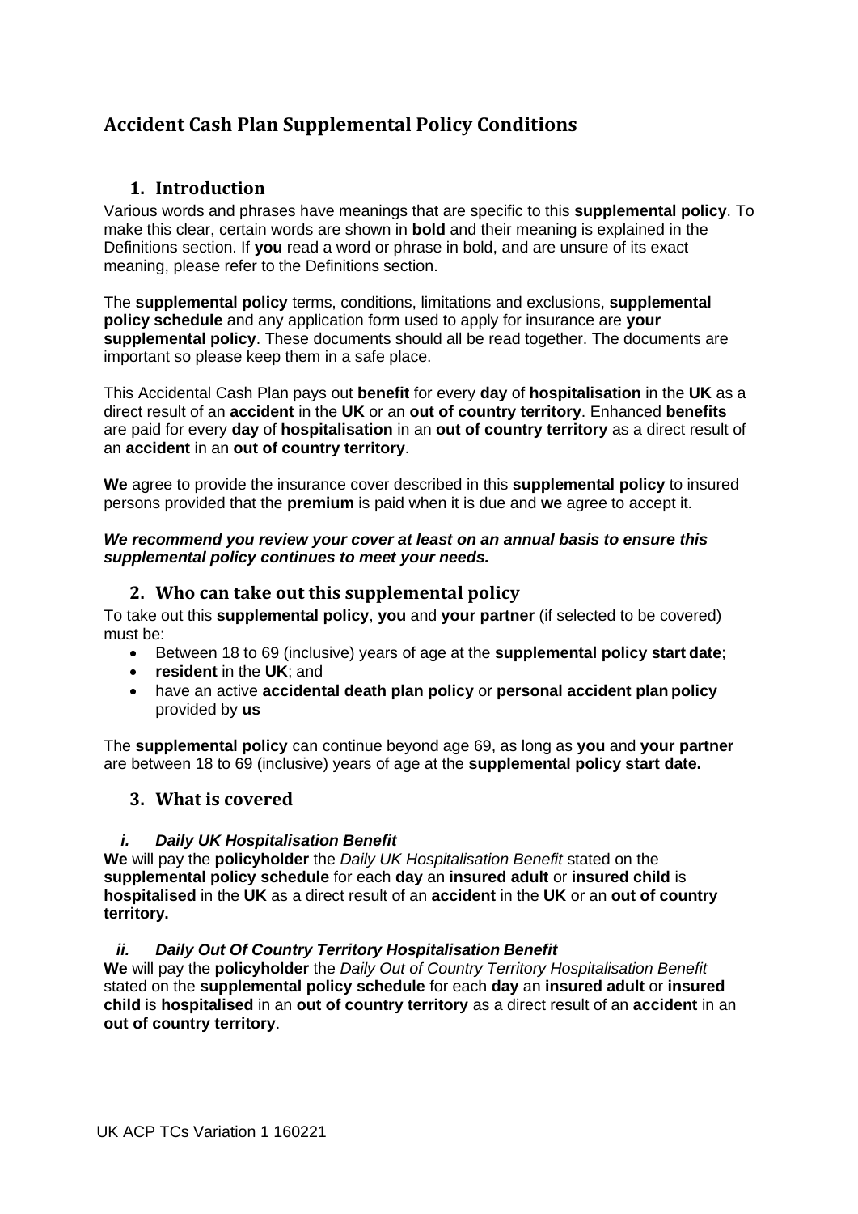# Accident Cash Plan Supplemental Policy Conditions

## 1. Introduction

Various words and phrases have meanings that are specific to this **supplemental policy**. To make this clear, certain words are shown in **bold** and their meaning is explained in the Definitions section. If **you** read a word or phrase in bold, and are unsure of its exact meaning, please refer to the Definitions section.

The **supplemental policy** terms, conditions, limitations and exclusions, **supplemental policy schedule** and any application form used to apply for insurance are **your supplemental policy**. These documents should all be read together. The documents are important so please keep them in a safe place.

This Accidental Cash Plan pays out **benefit** for every **day** of **hospitalisation** in the **UK** as a direct result of an **accident** in the **UK** or an **out of country territory**. Enhanced **benefits** are paid for every **day** of **hospitalisation** in an **out of country territory** as a direct result of an **accident** in an **out of country territory**.

**We** agree to provide the insurance cover described in this **supplemental policy** to insured persons provided that the **premium** is paid when it is due and **we** agree to accept it.

***We recommend you review your cover at least on an annual basis to ensure this supplemental policy continues to meet your needs.***

## 2. Who can take out this supplemental policy

To take out this **supplemental policy**, **you** and **your partner** (if selected to be covered) must be:

- Between 18 to 69 (inclusive) years of age at the **supplemental policy start date**;
- **resident** in the **UK**; and
- have an active **accidental death plan policy** or **personal accident plan policy** provided by **us**

The **supplemental policy** can continue beyond age 69, as long as **you** and **your partner** are between 18 to 69 (inclusive) years of age at the **supplemental policy start date.**

## 3. What is covered

### *i. Daily UK Hospitalisation Benefit*

**We** will pay the **policyholder** the *Daily UK Hospitalisation Benefit* stated on the **supplemental policy schedule** for each **day** an **insured adult** or **insured child** is **hospitalised** in the **UK** as a direct result of an **accident** in the **UK** or an **out of country territory.**

### *ii. Daily Out Of Country Territory Hospitalisation Benefit*

**We** will pay the **policyholder** the *Daily Out of Country Territory Hospitalisation Benefit* stated on the **supplemental policy schedule** for each **day** an **insured adult** or **insured child** is **hospitalised** in an **out of country territory** as a direct result of an **accident** in an **out of country territory**.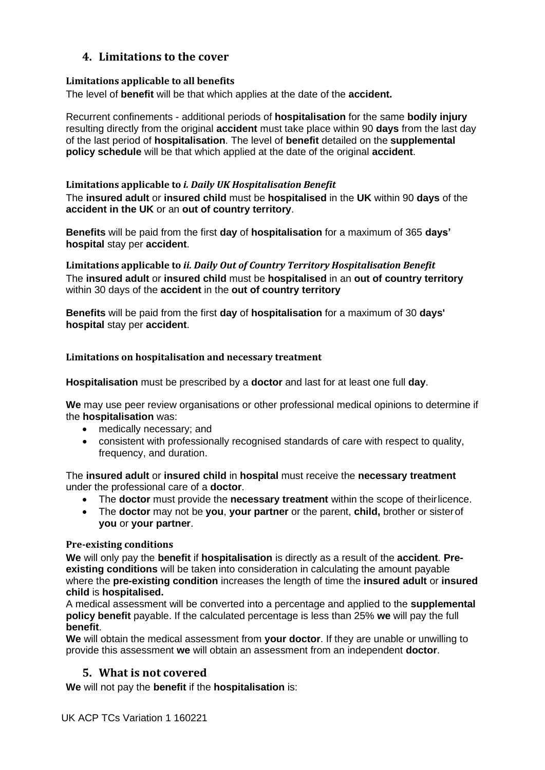## 4. Limitations to the cover

### Limitations applicable to all benefits

The level of **benefit** will be that which applies at the date of the **accident.**

Recurrent confinements - additional periods of **hospitalisation** for the same **bodily injury** resulting directly from the original **accident** must take place within 90 **days** from the last day of the last period of **hospitalisation**. The level of **benefit** detailed on the **supplemental policy schedule** will be that which applied at the date of the original **accident**.

### Limitations applicable to *i. Daily UK Hospitalisation Benefit*

The **insured adult** or **insured child** must be **hospitalised** in the **UK** within 90 **days** of the **accident in the UK** or an **out of country territory**.

**Benefits** will be paid from the first **day** of **hospitalisation** for a maximum of 365 **days' hospital** stay per **accident**.

### Limitations applicable to *ii. Daily Out of Country Territory Hospitalisation Benefit*

The **insured adult** or **insured child** must be **hospitalised** in an **out of country territory** within 30 days of the **accident** in the **out of country territory**

**Benefits** will be paid from the first **day** of **hospitalisation** for a maximum of 30 **days' hospital** stay per **accident**.

### Limitations on hospitalisation and necessary treatment

**Hospitalisation** must be prescribed by a **doctor** and last for at least one full **day**.

**We** may use peer review organisations or other professional medical opinions to determine if the **hospitalisation** was:

- medically necessary; and
- consistent with professionally recognised standards of care with respect to quality, frequency, and duration.

The **insured adult** or **insured child** in **hospital** must receive the **necessary treatment** under the professional care of a **doctor**.

- The **doctor** must provide the **necessary treatment** within the scope of their licence.
- The **doctor** may not be **you**, **your partner** or the parent, **child,** brother or sister of **you** or **your partner**.

### Pre-existing conditions

**We** will only pay the **benefit** if **hospitalisation** is directly as a result of the **accident**. **Pre-existing conditions** will be taken into consideration in calculating the amount payable where the **pre-existing condition** increases the length of time the **insured adult** or **insured child** is **hospitalised.**

A medical assessment will be converted into a percentage and applied to the **supplemental policy benefit** payable. If the calculated percentage is less than 25% **we** will pay the full **benefit**.

**We** will obtain the medical assessment from **your doctor**. If they are unable or unwilling to provide this assessment **we** will obtain an assessment from an independent **doctor**.

## 5. What is not covered

**We** will not pay the **benefit** if the **hospitalisation** is: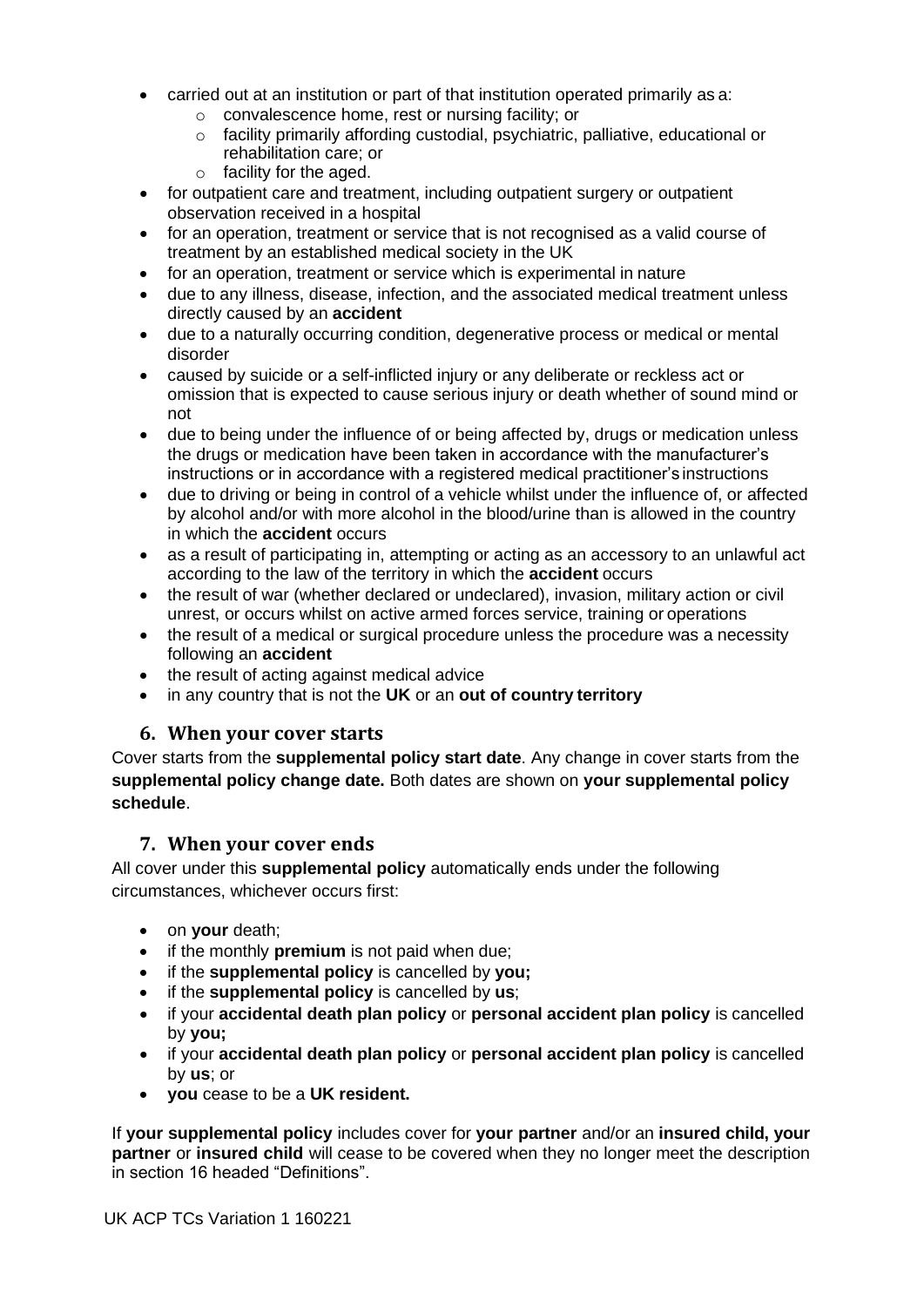- carried out at an institution or part of that institution operated primarily as a:
  - convalescence home, rest or nursing facility; or
  - facility primarily affording custodial, psychiatric, palliative, educational or rehabilitation care; or
  - facility for the aged.
- for outpatient care and treatment, including outpatient surgery or outpatient observation received in a hospital
- for an operation, treatment or service that is not recognised as a valid course of treatment by an established medical society in the UK
- for an operation, treatment or service which is experimental in nature
- due to any illness, disease, infection, and the associated medical treatment unless directly caused by an **accident**
- due to a naturally occurring condition, degenerative process or medical or mental disorder
- caused by suicide or a self-inflicted injury or any deliberate or reckless act or omission that is expected to cause serious injury or death whether of sound mind or not
- due to being under the influence of or being affected by, drugs or medication unless the drugs or medication have been taken in accordance with the manufacturer's instructions or in accordance with a registered medical practitioner's instructions
- due to driving or being in control of a vehicle whilst under the influence of, or affected by alcohol and/or with more alcohol in the blood/urine than is allowed in the country in which the **accident** occurs
- as a result of participating in, attempting or acting as an accessory to an unlawful act according to the law of the territory in which the **accident** occurs
- the result of war (whether declared or undeclared), invasion, military action or civil unrest, or occurs whilst on active armed forces service, training or operations
- the result of a medical or surgical procedure unless the procedure was a necessity following an **accident**
- the result of acting against medical advice
- in any country that is not the **UK** or an **out of country territory**

## 6. When your cover starts

Cover starts from the **supplemental policy start date**. Any change in cover starts from the **supplemental policy change date.** Both dates are shown on **your supplemental policy schedule**.

## 7. When your cover ends

All cover under this **supplemental policy** automatically ends under the following circumstances, whichever occurs first:

- on **your** death;
- if the monthly **premium** is not paid when due;
- if the **supplemental policy** is cancelled by **you;**
- if the **supplemental policy** is cancelled by **us**;
- if your **accidental death plan policy** or **personal accident plan policy** is cancelled by **you;**
- if your **accidental death plan policy** or **personal accident plan policy** is cancelled by **us**; or
- **you** cease to be a **UK resident.**

If **your supplemental policy** includes cover for **your partner** and/or an **insured child, your partner** or **insured child** will cease to be covered when they no longer meet the description in section 16 headed "Definitions".

UK ACP TCs Variation 1 160221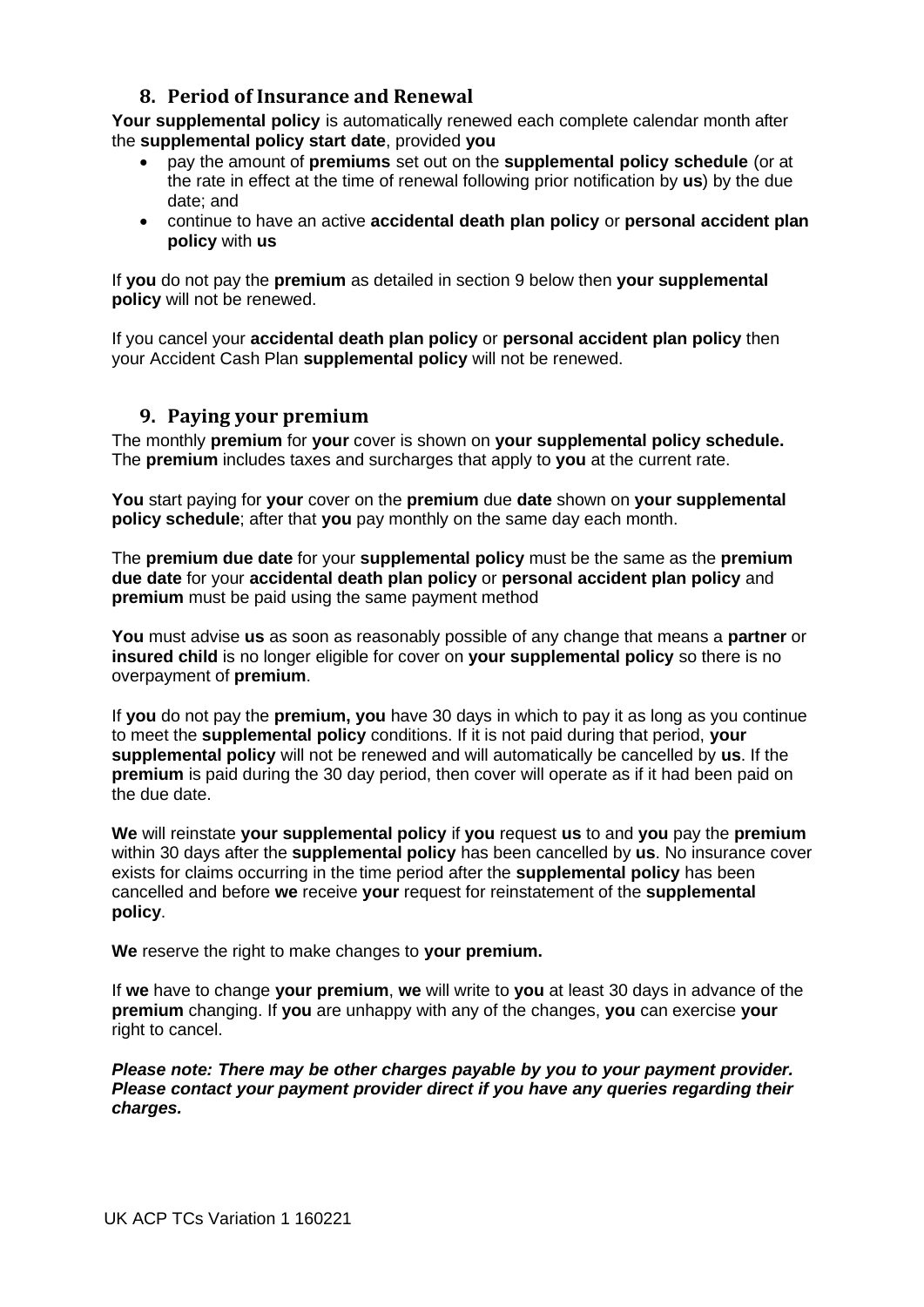## 8. Period of Insurance and Renewal

**Your supplemental policy** is automatically renewed each complete calendar month after the **supplemental policy start date**, provided **you**

- pay the amount of **premiums** set out on the **supplemental policy schedule** (or at the rate in effect at the time of renewal following prior notification by **us**) by the due date; and
- continue to have an active **accidental death plan policy** or **personal accident plan policy** with **us**

If **you** do not pay the **premium** as detailed in section 9 below then **your supplemental policy** will not be renewed.

If you cancel your **accidental death plan policy** or **personal accident plan policy** then your Accident Cash Plan **supplemental policy** will not be renewed.

## 9. Paying your premium

The monthly **premium** for **your** cover is shown on **your supplemental policy schedule.** The **premium** includes taxes and surcharges that apply to **you** at the current rate.

**You** start paying for **your** cover on the **premium** due **date** shown on **your supplemental policy schedule**; after that **you** pay monthly on the same day each month.

The **premium due date** for your **supplemental policy** must be the same as the **premium due date** for your **accidental death plan policy** or **personal accident plan policy** and **premium** must be paid using the same payment method

**You** must advise **us** as soon as reasonably possible of any change that means a **partner** or **insured child** is no longer eligible for cover on **your supplemental policy** so there is no overpayment of **premium**.

If **you** do not pay the **premium, you** have 30 days in which to pay it as long as you continue to meet the **supplemental policy** conditions. If it is not paid during that period, **your supplemental policy** will not be renewed and will automatically be cancelled by **us**. If the **premium** is paid during the 30 day period, then cover will operate as if it had been paid on the due date.

**We** will reinstate **your supplemental policy** if **you** request **us** to and **you** pay the **premium** within 30 days after the **supplemental policy** has been cancelled by **us**. No insurance cover exists for claims occurring in the time period after the **supplemental policy** has been cancelled and before **we** receive **your** request for reinstatement of the **supplemental policy**.

**We** reserve the right to make changes to **your premium.**

If **we** have to change **your premium**, **we** will write to **you** at least 30 days in advance of the **premium** changing. If **you** are unhappy with any of the changes, **you** can exercise **your** right to cancel.

***Please note: There may be other charges payable by you to your payment provider. Please contact your payment provider direct if you have any queries regarding their charges.***

UK ACP TCs Variation 1 160221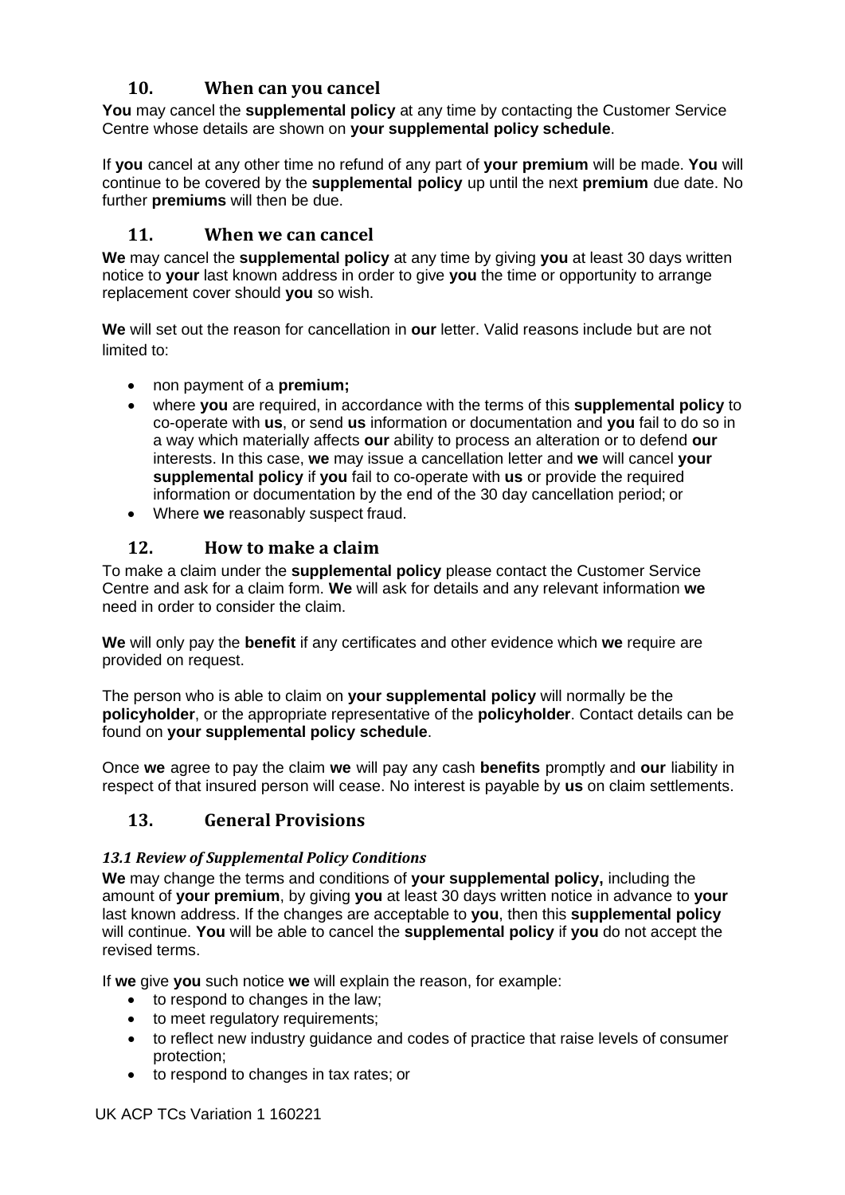## 10. When can you cancel

**You** may cancel the **supplemental policy** at any time by contacting the Customer Service Centre whose details are shown on **your supplemental policy schedule**.

If **you** cancel at any other time no refund of any part of **your premium** will be made. **You** will continue to be covered by the **supplemental policy** up until the next **premium** due date. No further **premiums** will then be due.

## 11. When we can cancel

**We** may cancel the **supplemental policy** at any time by giving **you** at least 30 days written notice to **your** last known address in order to give **you** the time or opportunity to arrange replacement cover should **you** so wish.

**We** will set out the reason for cancellation in **our** letter. Valid reasons include but are not limited to:

- non payment of a **premium;**
- where **you** are required, in accordance with the terms of this **supplemental policy** to co-operate with **us**, or send **us** information or documentation and **you** fail to do so in a way which materially affects **our** ability to process an alteration or to defend **our** interests. In this case, **we** may issue a cancellation letter and **we** will cancel **your supplemental policy** if **you** fail to co-operate with **us** or provide the required information or documentation by the end of the 30 day cancellation period; or
- Where **we** reasonably suspect fraud.

## 12. How to make a claim

To make a claim under the **supplemental policy** please contact the Customer Service Centre and ask for a claim form. **We** will ask for details and any relevant information **we** need in order to consider the claim.

**We** will only pay the **benefit** if any certificates and other evidence which **we** require are provided on request.

The person who is able to claim on **your supplemental policy** will normally be the **policyholder**, or the appropriate representative of the **policyholder**. Contact details can be found on **your supplemental policy schedule**.

Once **we** agree to pay the claim **we** will pay any cash **benefits** promptly and **our** liability in respect of that insured person will cease. No interest is payable by **us** on claim settlements.

## 13. General Provisions

### *13.1 Review of Supplemental Policy Conditions*

**We** may change the terms and conditions of **your supplemental policy,** including the amount of **your premium**, by giving **you** at least 30 days written notice in advance to **your** last known address. If the changes are acceptable to **you**, then this **supplemental policy** will continue. **You** will be able to cancel the **supplemental policy** if **you** do not accept the revised terms.

If **we** give **you** such notice **we** will explain the reason, for example:

- to respond to changes in the law;
- to meet regulatory requirements;
- to reflect new industry guidance and codes of practice that raise levels of consumer protection;
- to respond to changes in tax rates; or

UK ACP TCs Variation 1 160221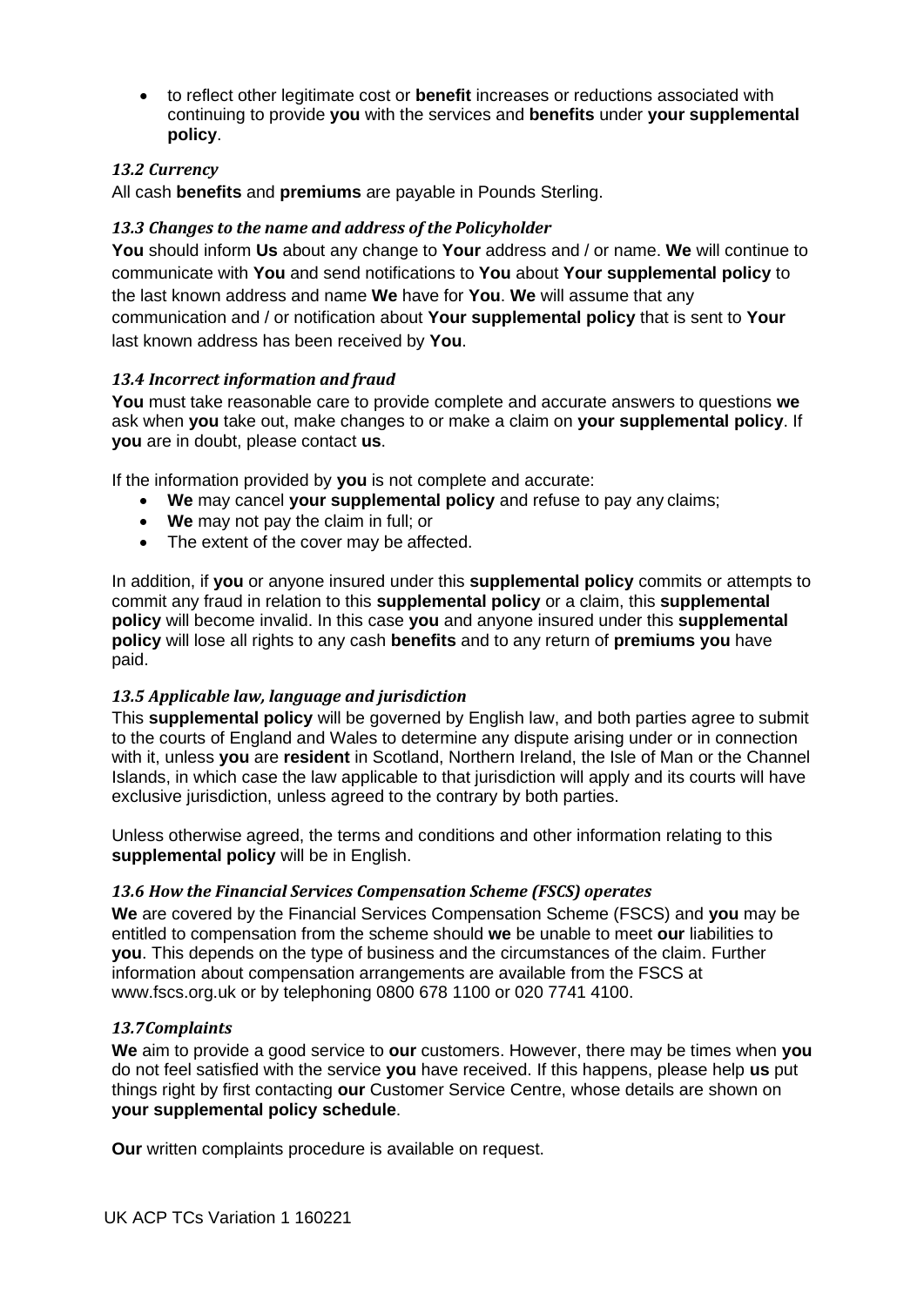- to reflect other legitimate cost or **benefit** increases or reductions associated with continuing to provide **you** with the services and **benefits** under **your supplemental policy**.

### *13.2 Currency*

All cash **benefits** and **premiums** are payable in Pounds Sterling.

### *13.3 Changes to the name and address of the Policyholder*

**You** should inform **Us** about any change to **Your** address and / or name. **We** will continue to communicate with **You** and send notifications to **You** about **Your supplemental policy** to the last known address and name **We** have for **You**. **We** will assume that any communication and / or notification about **Your supplemental policy** that is sent to **Your** last known address has been received by **You**.

### *13.4 Incorrect information and fraud*

**You** must take reasonable care to provide complete and accurate answers to questions **we** ask when **you** take out, make changes to or make a claim on **your supplemental policy**. If **you** are in doubt, please contact **us**.

If the information provided by **you** is not complete and accurate:

- **We** may cancel **your supplemental policy** and refuse to pay any claims;
- **We** may not pay the claim in full; or
- The extent of the cover may be affected.

In addition, if **you** or anyone insured under this **supplemental policy** commits or attempts to commit any fraud in relation to this **supplemental policy** or a claim, this **supplemental policy** will become invalid. In this case **you** and anyone insured under this **supplemental policy** will lose all rights to any cash **benefits** and to any return of **premiums you** have paid.

### *13.5 Applicable law, language and jurisdiction*

This **supplemental policy** will be governed by English law, and both parties agree to submit to the courts of England and Wales to determine any dispute arising under or in connection with it, unless **you** are **resident** in Scotland, Northern Ireland, the Isle of Man or the Channel Islands, in which case the law applicable to that jurisdiction will apply and its courts will have exclusive jurisdiction, unless agreed to the contrary by both parties.

Unless otherwise agreed, the terms and conditions and other information relating to this **supplemental policy** will be in English.

### *13.6 How the Financial Services Compensation Scheme (FSCS) operates*

**We** are covered by the Financial Services Compensation Scheme (FSCS) and **you** may be entitled to compensation from the scheme should **we** be unable to meet **our** liabilities to **you**. This depends on the type of business and the circumstances of the claim. Further information about compensation arrangements are available from the FSCS at www.fscs.org.uk or by telephoning 0800 678 1100 or 020 7741 4100.

### *13.7Complaints*

**We** aim to provide a good service to **our** customers. However, there may be times when **you** do not feel satisfied with the service **you** have received. If this happens, please help **us** put things right by first contacting **our** Customer Service Centre, whose details are shown on **your supplemental policy schedule**.

**Our** written complaints procedure is available on request.

UK ACP TCs Variation 1 160221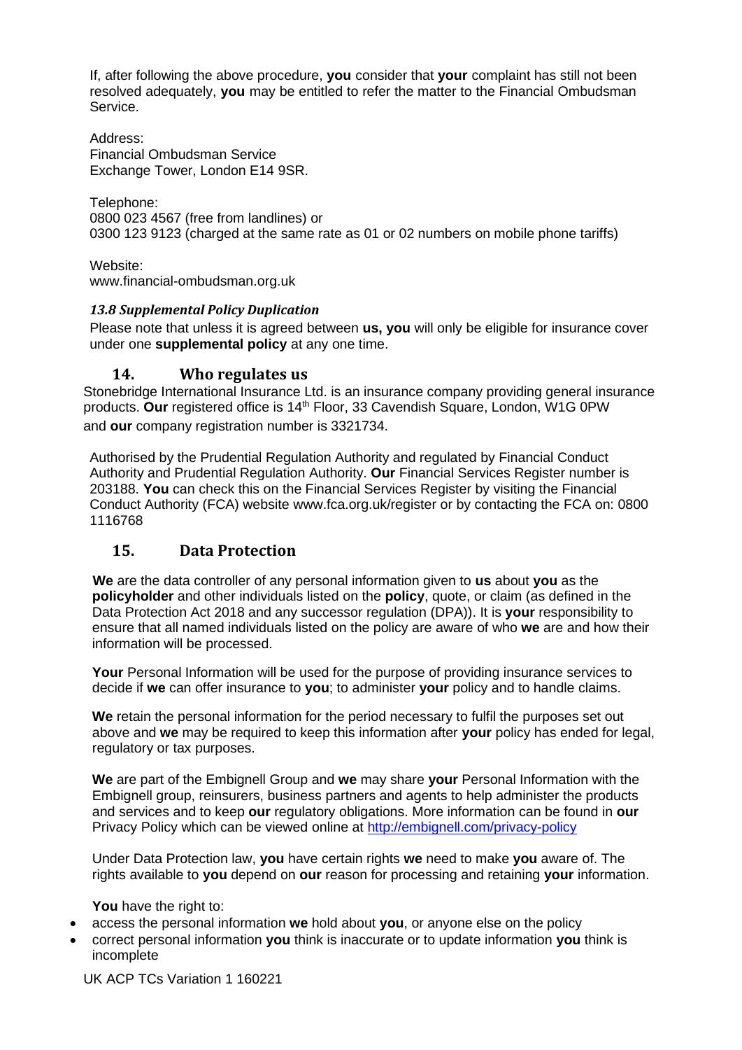If, after following the above procedure, **you** consider that **your** complaint has still not been resolved adequately, **you** may be entitled to refer the matter to the Financial Ombudsman Service.

Address:
Financial Ombudsman Service
Exchange Tower, London E14 9SR.

Telephone:
0800 023 4567 (free from landlines) or
0300 123 9123 (charged at the same rate as 01 or 02 numbers on mobile phone tariffs)

Website:
www.financial-ombudsman.org.uk

***13.8 Supplemental Policy Duplication***

Please note that unless it is agreed between **us, you** will only be eligible for insurance cover under one **supplemental policy** at any one time.

## 14. Who regulates us

Stonebridge International Insurance Ltd. is an insurance company providing general insurance products. **Our** registered office is 14th Floor, 33 Cavendish Square, London, W1G 0PW and **our** company registration number is 3321734.

Authorised by the Prudential Regulation Authority and regulated by Financial Conduct Authority and Prudential Regulation Authority. **Our** Financial Services Register number is 203188. **You** can check this on the Financial Services Register by visiting the Financial Conduct Authority (FCA) website www.fca.org.uk/register or by contacting the FCA on: 0800 1116768

## 15. Data Protection

**We** are the data controller of any personal information given to **us** about **you** as the **policyholder** and other individuals listed on the **policy**, quote, or claim (as defined in the Data Protection Act 2018 and any successor regulation (DPA)). It is **your** responsibility to ensure that all named individuals listed on the policy are aware of who **we** are and how their information will be processed.

**Your** Personal Information will be used for the purpose of providing insurance services to decide if **we** can offer insurance to **you**; to administer **your** policy and to handle claims.

**We** retain the personal information for the period necessary to fulfil the purposes set out above and **we** may be required to keep this information after **your** policy has ended for legal, regulatory or tax purposes.

**We** are part of the Embignell Group and **we** may share **your** Personal Information with the Embignell group, reinsurers, business partners and agents to help administer the products and services and to keep **our** regulatory obligations. More information can be found in **our** Privacy Policy which can be viewed online at [http://embignell.com/privacy-policy](http://embignell.com/privacy-policy)

Under Data Protection law, **you** have certain rights **we** need to make **you** aware of. The rights available to **you** depend on **our** reason for processing and retaining **your** information.

**You** have the right to:

- access the personal information **we** hold about **you**, or anyone else on the policy
- correct personal information **you** think is inaccurate or to update information **you** think is incomplete

UK ACP TCs Variation 1 160221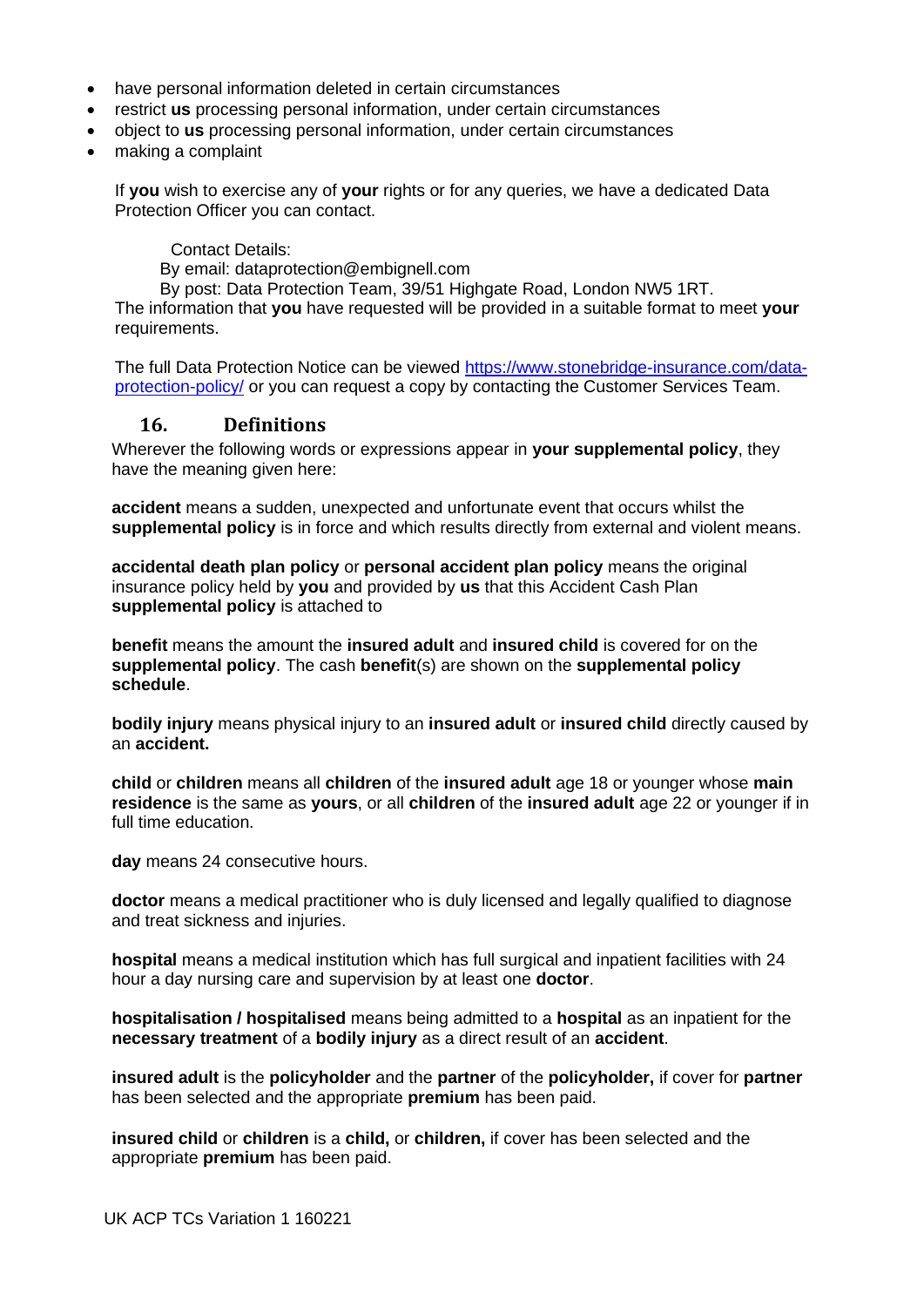- have personal information deleted in certain circumstances
- restrict **us** processing personal information, under certain circumstances
- object to **us** processing personal information, under certain circumstances
- making a complaint

If **you** wish to exercise any of **your** rights or for any queries, we have a dedicated Data Protection Officer you can contact.

Contact Details:
By email: dataprotection@embignell.com
By post: Data Protection Team, 39/51 Highgate Road, London NW5 1RT.

The information that **you** have requested will be provided in a suitable format to meet **your** requirements.

The full Data Protection Notice can be viewed [https://www.stonebridge-insurance.com/data-protection-policy/](https://www.stonebridge-insurance.com/data-protection-policy/) or you can request a copy by contacting the Customer Services Team.

## 16. Definitions

Wherever the following words or expressions appear in **your supplemental policy**, they have the meaning given here:

**accident** means a sudden, unexpected and unfortunate event that occurs whilst the **supplemental policy** is in force and which results directly from external and violent means.

**accidental death plan policy** or **personal accident plan policy** means the original insurance policy held by **you** and provided by **us** that this Accident Cash Plan **supplemental policy** is attached to

**benefit** means the amount the **insured adult** and **insured child** is covered for on the **supplemental policy**. The cash **benefit**(s) are shown on the **supplemental policy schedule**.

**bodily injury** means physical injury to an **insured adult** or **insured child** directly caused by an **accident.**

**child** or **children** means all **children** of the **insured adult** age 18 or younger whose **main residence** is the same as **yours**, or all **children** of the **insured adult** age 22 or younger if in full time education.

**day** means 24 consecutive hours.

**doctor** means a medical practitioner who is duly licensed and legally qualified to diagnose and treat sickness and injuries.

**hospital** means a medical institution which has full surgical and inpatient facilities with 24 hour a day nursing care and supervision by at least one **doctor**.

**hospitalisation / hospitalised** means being admitted to a **hospital** as an inpatient for the **necessary treatment** of a **bodily injury** as a direct result of an **accident**.

**insured adult** is the **policyholder** and the **partner** of the **policyholder,** if cover for **partner** has been selected and the appropriate **premium** has been paid.

**insured child** or **children** is a **child,** or **children,** if cover has been selected and the appropriate **premium** has been paid.

UK ACP TCs Variation 1 160221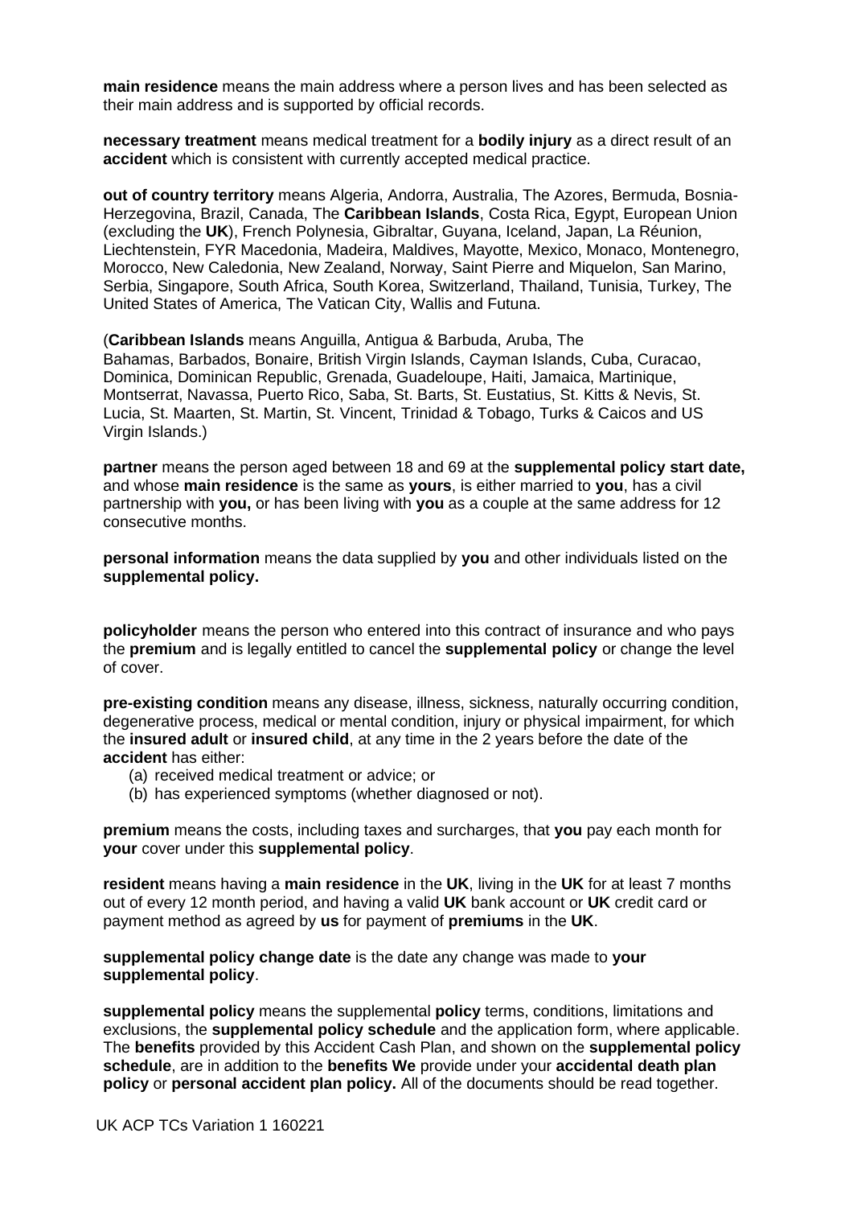**main residence** means the main address where a person lives and has been selected as their main address and is supported by official records.

**necessary treatment** means medical treatment for a **bodily injury** as a direct result of an **accident** which is consistent with currently accepted medical practice.

**out of country territory** means Algeria, Andorra, Australia, The Azores, Bermuda, Bosnia-Herzegovina, Brazil, Canada, The **Caribbean Islands**, Costa Rica, Egypt, European Union (excluding the **UK**), French Polynesia, Gibraltar, Guyana, Iceland, Japan, La Réunion, Liechtenstein, FYR Macedonia, Madeira, Maldives, Mayotte, Mexico, Monaco, Montenegro, Morocco, New Caledonia, New Zealand, Norway, Saint Pierre and Miquelon, San Marino, Serbia, Singapore, South Africa, South Korea, Switzerland, Thailand, Tunisia, Turkey, The United States of America, The Vatican City, Wallis and Futuna.

(**Caribbean Islands** means Anguilla, Antigua & Barbuda, Aruba, The Bahamas, Barbados, Bonaire, British Virgin Islands, Cayman Islands, Cuba, Curacao, Dominica, Dominican Republic, Grenada, Guadeloupe, Haiti, Jamaica, Martinique, Montserrat, Navassa, Puerto Rico, Saba, St. Barts, St. Eustatius, St. Kitts & Nevis, St. Lucia, St. Maarten, St. Martin, St. Vincent, Trinidad & Tobago, Turks & Caicos and US Virgin Islands.)

**partner** means the person aged between 18 and 69 at the **supplemental policy start date,** and whose **main residence** is the same as **yours**, is either married to **you**, has a civil partnership with **you,** or has been living with **you** as a couple at the same address for 12 consecutive months.

**personal information** means the data supplied by **you** and other individuals listed on the **supplemental policy.**

**policyholder** means the person who entered into this contract of insurance and who pays the **premium** and is legally entitled to cancel the **supplemental policy** or change the level of cover.

**pre-existing condition** means any disease, illness, sickness, naturally occurring condition, degenerative process, medical or mental condition, injury or physical impairment, for which the **insured adult** or **insured child**, at any time in the 2 years before the date of the **accident** has either:

(a) received medical treatment or advice; or
(b) has experienced symptoms (whether diagnosed or not).

**premium** means the costs, including taxes and surcharges, that **you** pay each month for **your** cover under this **supplemental policy**.

**resident** means having a **main residence** in the **UK**, living in the **UK** for at least 7 months out of every 12 month period, and having a valid **UK** bank account or **UK** credit card or payment method as agreed by **us** for payment of **premiums** in the **UK**.

**supplemental policy change date** is the date any change was made to **your supplemental policy**.

**supplemental policy** means the supplemental **policy** terms, conditions, limitations and exclusions, the **supplemental policy schedule** and the application form, where applicable. The **benefits** provided by this Accident Cash Plan, and shown on the **supplemental policy schedule**, are in addition to the **benefits We** provide under your **accidental death plan policy** or **personal accident plan policy.** All of the documents should be read together.

UK ACP TCs Variation 1 160221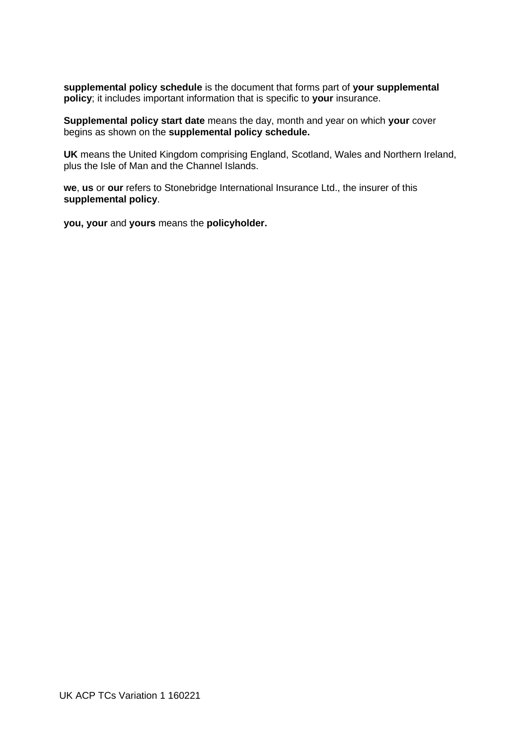**supplemental policy schedule** is the document that forms part of **your supplemental policy**; it includes important information that is specific to **your** insurance.

**Supplemental policy start date** means the day, month and year on which **your** cover begins as shown on the **supplemental policy schedule.**

**UK** means the United Kingdom comprising England, Scotland, Wales and Northern Ireland, plus the Isle of Man and the Channel Islands.

**we**, **us** or **our** refers to Stonebridge International Insurance Ltd., the insurer of this **supplemental policy**.

**you, your** and **yours** means the **policyholder.**